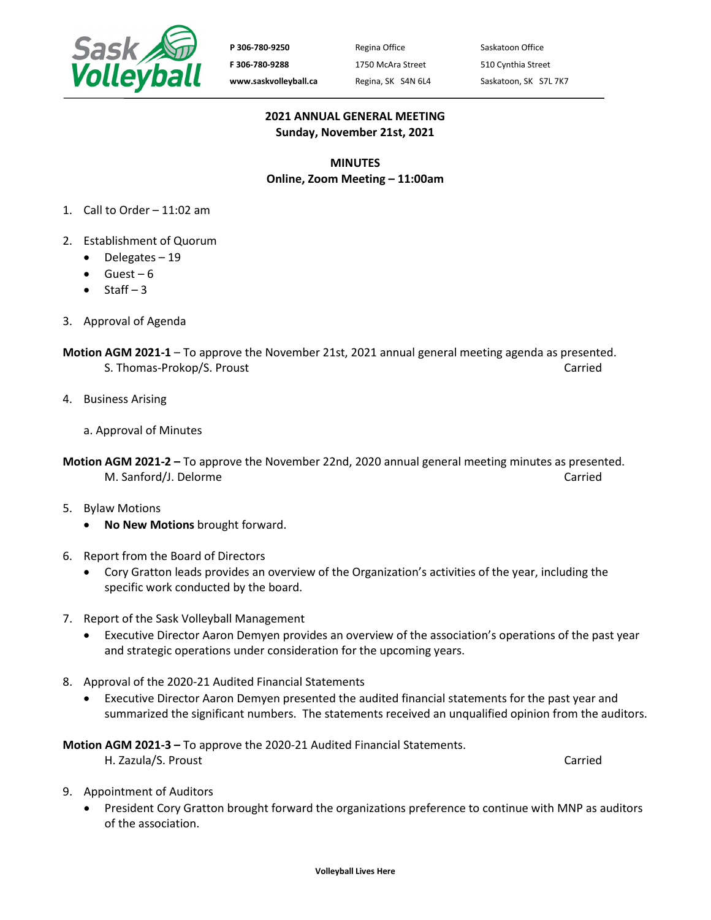**P 306-780-9250**
**F 306-780-9288**
**www.saskvolleyball.ca**

Regina Office
1750 McAra Street
Regina, SK S4N 6L4

Saskatoon Office
510 Cynthia Street
Saskatoon, SK S7L 7K7

**2021 ANNUAL GENERAL MEETING**
**Sunday, November 21st, 2021**

**MINUTES**
**Online, Zoom Meeting – 11:00am**

1. Call to Order – 11:02 am

2. Establishment of Quorum
   - Delegates – 19
   - Guest – 6
   - Staff – 3

3. Approval of Agenda

**Motion AGM 2021-1** – To approve the November 21st, 2021 annual general meeting agenda as presented.
S. Thomas-Prokop/S. Proust — Carried

4. Business Arising

   a. Approval of Minutes

**Motion AGM 2021-2 –** To approve the November 22nd, 2020 annual general meeting minutes as presented.
M. Sanford/J. Delorme — Carried

5. Bylaw Motions
   - **No New Motions** brought forward.

6. Report from the Board of Directors
   - Cory Gratton leads provides an overview of the Organization's activities of the year, including the specific work conducted by the board.

7. Report of the Sask Volleyball Management
   - Executive Director Aaron Demyen provides an overview of the association's operations of the past year and strategic operations under consideration for the upcoming years.

8. Approval of the 2020-21 Audited Financial Statements
   - Executive Director Aaron Demyen presented the audited financial statements for the past year and summarized the significant numbers. The statements received an unqualified opinion from the auditors.

**Motion AGM 2021-3 –** To approve the 2020-21 Audited Financial Statements.
H. Zazula/S. Proust — Carried

9. Appointment of Auditors
   - President Cory Gratton brought forward the organizations preference to continue with MNP as auditors of the association.

**Volleyball Lives Here**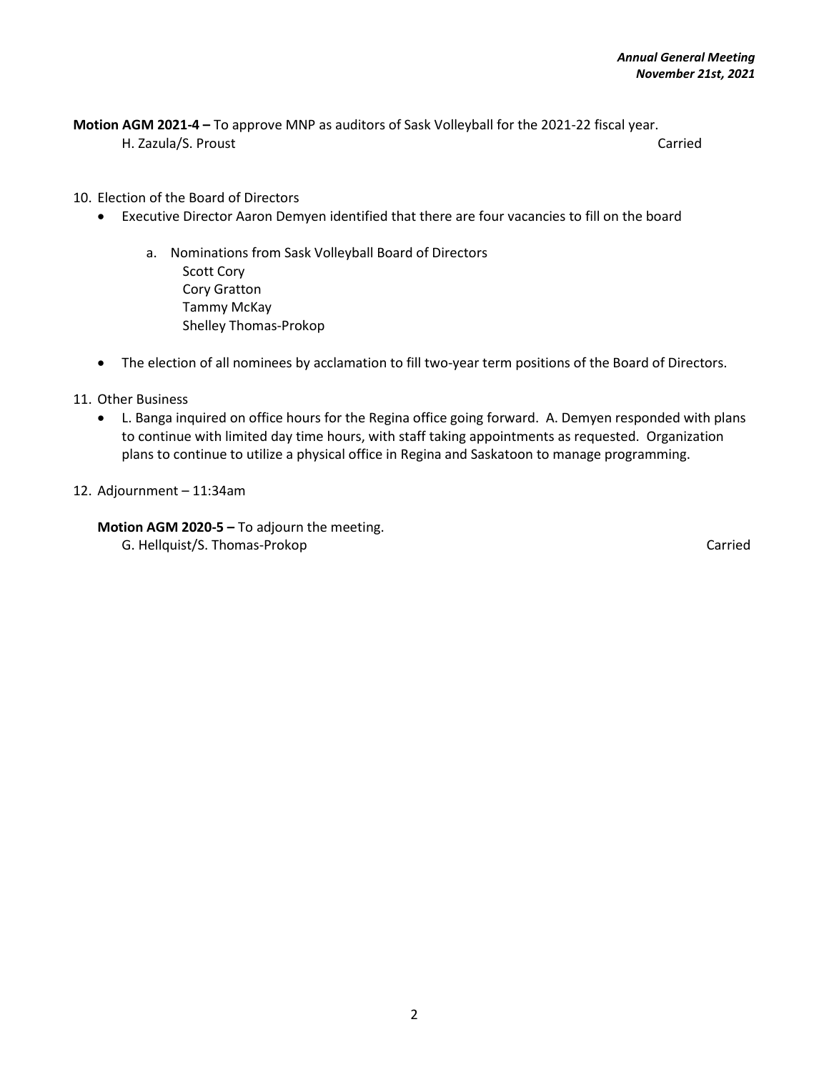**Motion AGM 2021-4 –** To approve MNP as auditors of Sask Volleyball for the 2021-22 fiscal year.
H. Zazula/S. Proust Carried

10. Election of the Board of Directors
    - Executive Director Aaron Demyen identified that there are four vacancies to fill on the board

        a. Nominations from Sask Volleyball Board of Directors
           Scott Cory
           Cory Gratton
           Tammy McKay
           Shelley Thomas-Prokop

    - The election of all nominees by acclamation to fill two-year term positions of the Board of Directors.

11. Other Business
    - L. Banga inquired on office hours for the Regina office going forward. A. Demyen responded with plans to continue with limited day time hours, with staff taking appointments as requested. Organization plans to continue to utilize a physical office in Regina and Saskatoon to manage programming.

12. Adjournment – 11:34am

    **Motion AGM 2020-5 –** To adjourn the meeting.
    G. Hellquist/S. Thomas-Prokop Carried